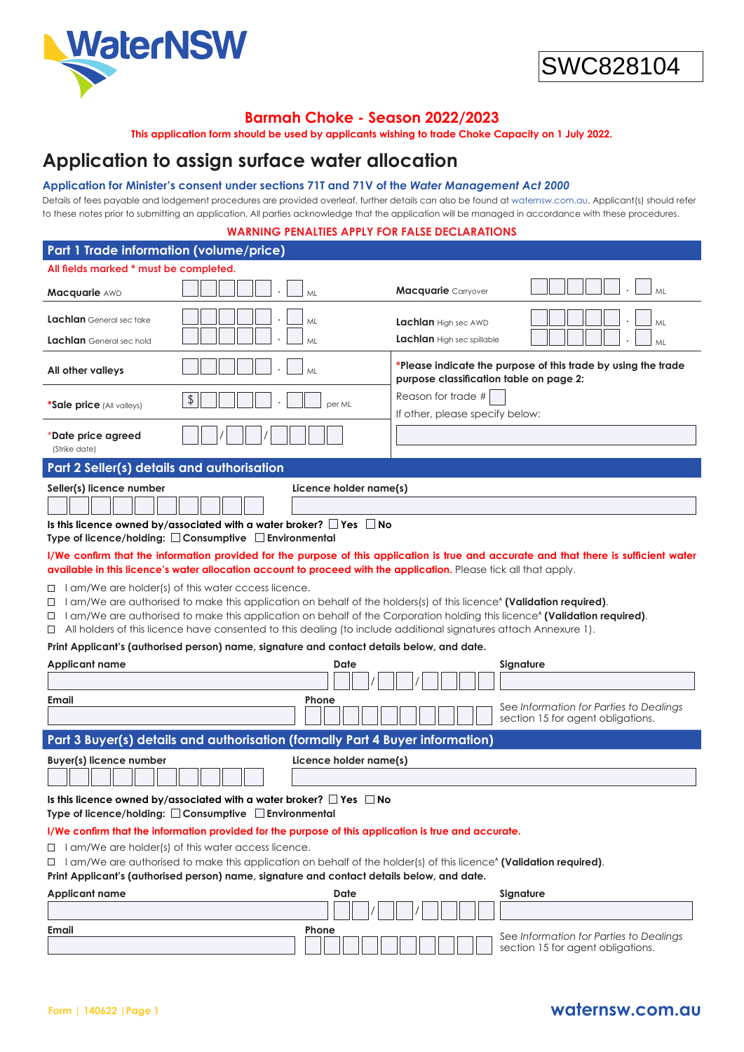WaterNSW

SWC828104

## Barmah Choke - Season 2022/2023

**This application form should be used by applicants wishing to trade Choke Capacity on 1 July 2022.**

# Application to assign surface water allocation

### Application for Minister's consent under sections 71T and 71V of the *Water Management Act 2000*

Details of fees payable and lodgement procedures are provided overleaf, further details can also be found at waternsw.com.au. Applicant(s) should refer to these notes prior to submitting an application. All parties acknowledge that the application will be managed in accordance with these procedures.

**WARNING PENALTIES APPLY FOR FALSE DECLARATIONS**

## Part 1 Trade information (volume/price)

All fields marked * must be completed.

| | | | |
|---|---|---|---|
| **Macquarie** AWD | . ML | **Macquarie** Carryover | . ML |
| **Lachlan** General sec take | . ML | **Lachlan** High sec AWD | . ML |
| **Lachlan** General sec hold | . ML | **Lachlan** High sec spillable | . ML |
| **All other valleys** | . ML | *Please indicate the purpose of this trade by using the trade purpose classification table on page 2: | |
| ***Sale price** (All valleys) | $ . per ML | Reason for trade # | |
| ***Date price agreed** (Strike date) | / / | If other, please specify below: | |

## Part 2 Seller(s) details and authorisation

**Seller(s) licence number** | **Licence holder name(s)**

**Is this licence owned by/associated with a water broker?** ☐ Yes ☐ No
**Type of licence/holding:** ☐ Consumptive ☐ Environmental

**I/We confirm that the information provided for the purpose of this application is true and accurate and that there is sufficient water available in this licence's water allocation account to proceed with the application.** Please tick all that apply.

- ☐ I am/We are holder(s) of this water cccess licence.
- ☐ I am/We are authorised to make this application on behalf of the holders(s) of this licence^ **(Validation required)**.
- ☐ I am/We are authorised to make this application on behalf of the Corporation holding this licence^ **(Validation required)**.
- ☐ All holders of this licence have consented to this dealing (to include additional signatures attach Annexure 1).

**Print Applicant's (authorised person) name, signature and contact details below, and date.**

| Applicant name | Date | Signature |
|---|---|---|
| | / / | |
| **Email** | **Phone** | See *Information for Parties to Dealings* section 15 for agent obligations. |

## Part 3 Buyer(s) details and authorisation (formally Part 4 Buyer information)

**Buyer(s) licence number** | **Licence holder name(s)**

**Is this licence owned by/associated with a water broker?** ☐ Yes ☐ No
**Type of licence/holding:** ☐ Consumptive ☐ Environmental

**I/We confirm that the information provided for the purpose of this application is true and accurate.**

- ☐ I am/We are holder(s) of this water access licence.
- ☐ I am/We are authorised to make this application on behalf of the holder(s) of this licence^ **(Validation required)**.

**Print Applicant's (authorised person) name, signature and contact details below, and date.**

| Applicant name | Date | Signature |
|---|---|---|
| | / / | |
| **Email** | **Phone** | See *Information for Parties to Dealings* section 15 for agent obligations. |

Form | 140622

waternsw.com.au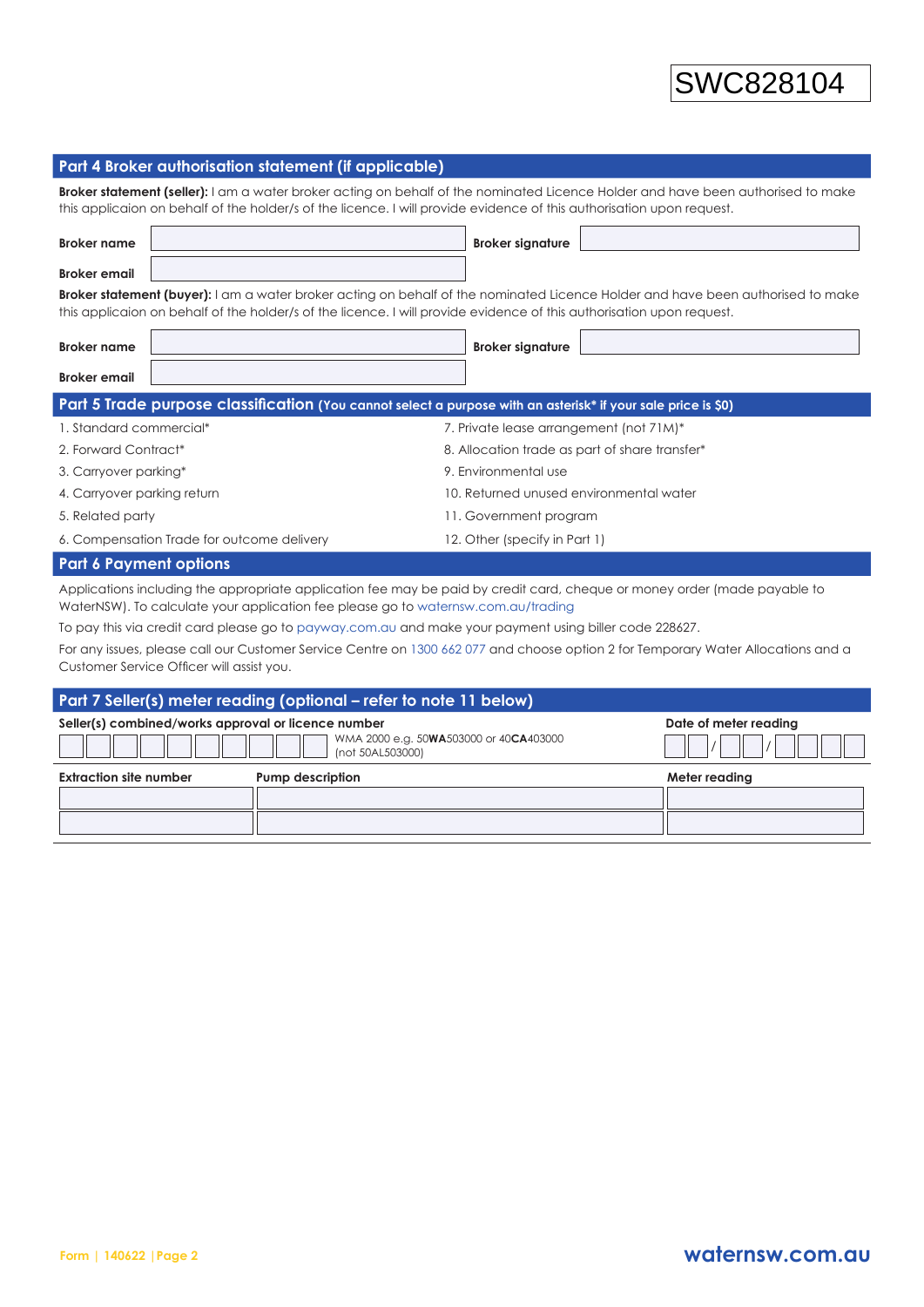SWC828104

## Part 4 Broker authorisation statement (if applicable)

**Broker statement (seller):** I am a water broker acting on behalf of the nominated Licence Holder and have been authorised to make this applicaion on behalf of the holder/s of the licence. I will provide evidence of this authorisation upon request.

| | | | |
|---|---|---|---|
| **Broker name** | | **Broker signature** | |
| **Broker email** | | | |

**Broker statement (buyer):** I am a water broker acting on behalf of the nominated Licence Holder and have been authorised to make this applicaion on behalf of the holder/s of the licence. I will provide evidence of this authorisation upon request.

| | | | |
|---|---|---|---|
| **Broker name** | | **Broker signature** | |
| **Broker email** | | | |

## Part 5 Trade purpose classification (You cannot select a purpose with an asterisk* if your sale price is $0)

1. Standard commercial*
2. Forward Contract*
3. Carryover parking*
4. Carryover parking return
5. Related party
6. Compensation Trade for outcome delivery
7. Private lease arrangement (not 71M)*
8. Allocation trade as part of share transfer*
9. Environmental use
10. Returned unused environmental water
11. Government program
12. Other (specify in Part 1)

## Part 6 Payment options

Applications including the appropriate application fee may be paid by credit card, cheque or money order (made payable to WaterNSW). To calculate your application fee please go to waternsw.com.au/trading

To pay this via credit card please go to payway.com.au and make your payment using biller code 228627.

For any issues, please call our Customer Service Centre on 1300 662 077 and choose option 2 for Temporary Water Allocations and a Customer Service Officer will assist you.

## Part 7 Seller(s) meter reading (optional – refer to note 11 below)

**Seller(s) combined/works approval or licence number**

WMA 2000 e.g. 50**WA**503000 or 40**CA**403000 (not 50AL503000)

**Date of meter reading** __ __ / __ __ / __ __ __ __

| Extraction site number | Pump description | Meter reading |
|---|---|---|
| | | |
| | | |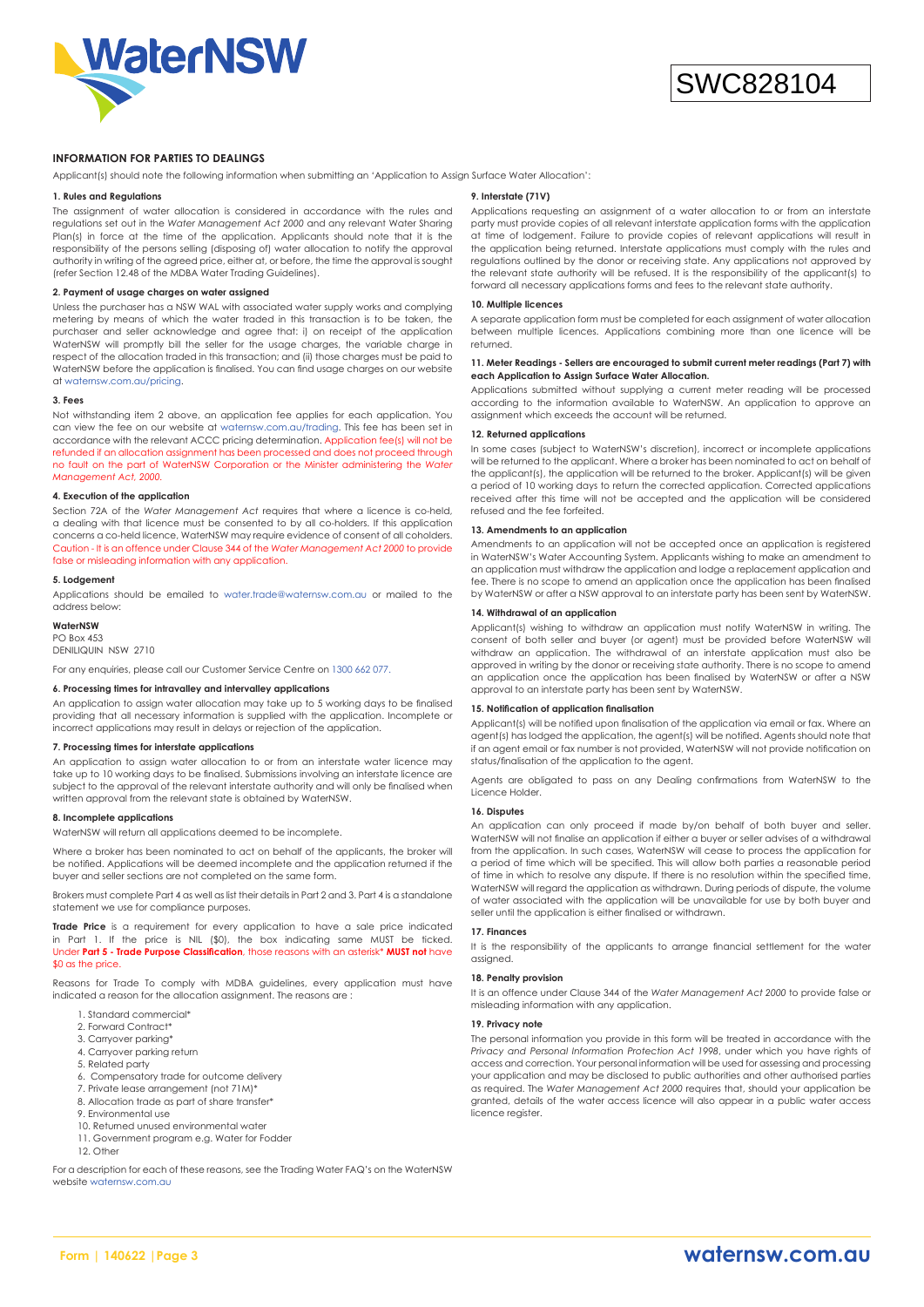SWC828104

## INFORMATION FOR PARTIES TO DEALINGS

Applicant(s) should note the following information when submitting an 'Application to Assign Surface Water Allocation':

#### 1. Rules and Regulations

The assignment of water allocation is considered in accordance with the rules and regulations set out in the *Water Management Act 2000* and any relevant Water Sharing Plan(s) in force at the time of the application. Applicants should note that it is the responsibility of the persons selling (disposing of) water allocation to notify the approval authority in writing of the agreed price, either at, or before, the time the approval is sought (refer Section 12.48 of the MDBA Water Trading Guidelines).

#### 2. Payment of usage charges on water assigned

Unless the purchaser has a NSW WAL with associated water supply works and complying metering by means of which the water traded in this transaction is to be taken, the purchaser and seller acknowledge and agree that: i) on receipt of the application WaterNSW will promptly bill the seller for the usage charges, the variable charge in respect of the allocation traded in this transaction; and (ii) those charges must be paid to WaterNSW before the application is finalised. You can find usage charges on our website at waternsw.com.au/pricing.

#### 3. Fees

Not withstanding item 2 above, an application fee applies for each application. You can view the fee on our website at waternsw.com.au/trading. This fee has been set in accordance with the relevant ACCC pricing determination. Application fee(s) will not be refunded if an allocation assignment has been processed and does not proceed through no fault on the part of WaterNSW Corporation or the Minister administering the *Water Management Act, 2000*.

#### 4. Execution of the application

Section 72A of the *Water Management Act* requires that where a licence is co-held, a dealing with that licence must be consented to by all co-holders. If this application concerns a co-held licence, WaterNSW may require evidence of consent of all coholders. Caution - It is an offence under Clause 344 of the *Water Management Act 2000* to provide false or misleading information with any application.

#### 5. Lodgement

Applications should be emailed to water.trade@waternsw.com.au or mailed to the address below:

**WaterNSW**
PO Box 453
DENILIQUIN NSW 2710

For any enquiries, please call our Customer Service Centre on 1300 662 077.

#### 6. Processing times for intravalley and intervalley applications

An application to assign water allocation may take up to 5 working days to be finalised providing that all necessary information is supplied with the application. Incomplete or incorrect applications may result in delays or rejection of the application.

#### 7. Processing times for interstate applications

An application to assign water allocation to or from an interstate water licence may take up to 10 working days to be finalised. Submissions involving an interstate licence are subject to the approval of the relevant interstate authority and will only be finalised when written approval from the relevant state is obtained by WaterNSW.

#### 8. Incomplete applications

WaterNSW will return all applications deemed to be incomplete.

Where a broker has been nominated to act on behalf of the applicants, the broker will be notified. Applications will be deemed incomplete and the application returned if the buyer and seller sections are not completed on the same form.

Brokers must complete Part 4 as well as list their details in Part 2 and 3. Part 4 is a standalone statement we use for compliance purposes.

**Trade Price** is a requirement for every application to have a sale price indicated in Part 1. If the price is NIL ($0), the box indicating same MUST be ticked. Under **Part 5 - Trade Purpose Classification**, those reasons with an asterisk* **MUST not** have $0 as the price.

Reasons for Trade To comply with MDBA guidelines, every application must have indicated a reason for the allocation assignment. The reasons are :

1. Standard commercial*
2. Forward Contract*
3. Carryover parking*
4. Carryover parking return
5. Related party
6. Compensatory trade for outcome delivery
7. Private lease arrangement (not 71M)*
8. Allocation trade as part of share transfer*
9. Environmental use
10. Returned unused environmental water
11. Government program e.g. Water for Fodder
12. Other

For a description for each of these reasons, see the Trading Water FAQ's on the WaterNSW website waternsw.com.au

#### 9. Interstate (71V)

Applications requesting an assignment of a water allocation to or from an interstate party must provide copies of all relevant interstate application forms with the application at time of lodgement. Failure to provide copies of relevant applications will result in the application being returned. Interstate applications must comply with the rules and regulations outlined by the donor or receiving state. Any applications not approved by the relevant state authority will be refused. It is the responsibility of the applicant(s) to forward all necessary applications forms and fees to the relevant state authority.

#### 10. Multiple licences

A separate application form must be completed for each assignment of water allocation between multiple licences. Applications combining more than one licence will be returned.

#### 11. Meter Readings - Sellers are encouraged to submit current meter readings (Part 7) with each Application to Assign Surface Water Allocation.

Applications submitted without supplying a current meter reading will be processed according to the information available to WaterNSW. An application to approve an assignment which exceeds the account will be returned.

#### 12. Returned applications

In some cases (subject to WaterNSW's discretion), incorrect or incomplete applications will be returned to the applicant. Where a broker has been nominated to act on behalf of the applicant(s), the application will be returned to the broker. Applicant(s) will be given a period of 10 working days to return the corrected application. Corrected applications received after this time will not be accepted and the application will be considered refused and the fee forfeited.

#### 13. Amendments to an application

Amendments to an application will not be accepted once an application is registered in WaterNSW's Water Accounting System. Applicants wishing to make an amendment to an application must withdraw the application and lodge a replacement application and fee. There is no scope to amend an application once the application has been finalised by WaterNSW or after a NSW approval to an interstate party has been sent by WaterNSW.

#### 14. Withdrawal of an application

Applicant(s) wishing to withdraw an application must notify WaterNSW in writing. The consent of both seller and buyer (or agent) must be provided before WaterNSW will withdraw an application. The withdrawal of an interstate application must also be approved in writing by the donor or receiving state authority. There is no scope to amend an application once the application has been finalised by WaterNSW or after a NSW approval to an interstate party has been sent by WaterNSW.

#### 15. Notification of application finalisation

Applicant(s) will be notified upon finalisation of the application via email or fax. Where an agent(s) has lodged the application, the agent(s) will be notified. Agents should note that if an agent email or fax number is not provided, WaterNSW will not provide notification on status/finalisation of the application to the agent.

Agents are obligated to pass on any Dealing confirmations from WaterNSW to the Licence Holder.

#### 16. Disputes

An application can only proceed if made by/on behalf of both buyer and seller. WaterNSW will not finalise an application if either a buyer or seller advises of a withdrawal from the application. In such cases, WaterNSW will cease to process the application for a period of time which will be specified. This will allow both parties a reasonable period of time in which to resolve any dispute. If there is no resolution within the specified time, WaterNSW will regard the application as withdrawn. During periods of dispute, the volume of water associated with the application will be unavailable for use by both buyer and seller until the application is either finalised or withdrawn.

#### 17. Finances

It is the responsibility of the applicants to arrange financial settlement for the water assigned.

#### 18. Penalty provision

It is an offence under Clause 344 of the *Water Management Act 2000* to provide false or misleading information with any application.

#### 19. Privacy note

The personal information you provide in this form will be treated in accordance with the *Privacy and Personal Information Protection Act 1998*, under which you have rights of access and correction. Your personal information will be used for assessing and processing your application and may be disclosed to public authorities and other authorised parties as required. The *Water Management Act 2000* requires that, should your application be granted, details of the water access licence will also appear in a public water access licence register.